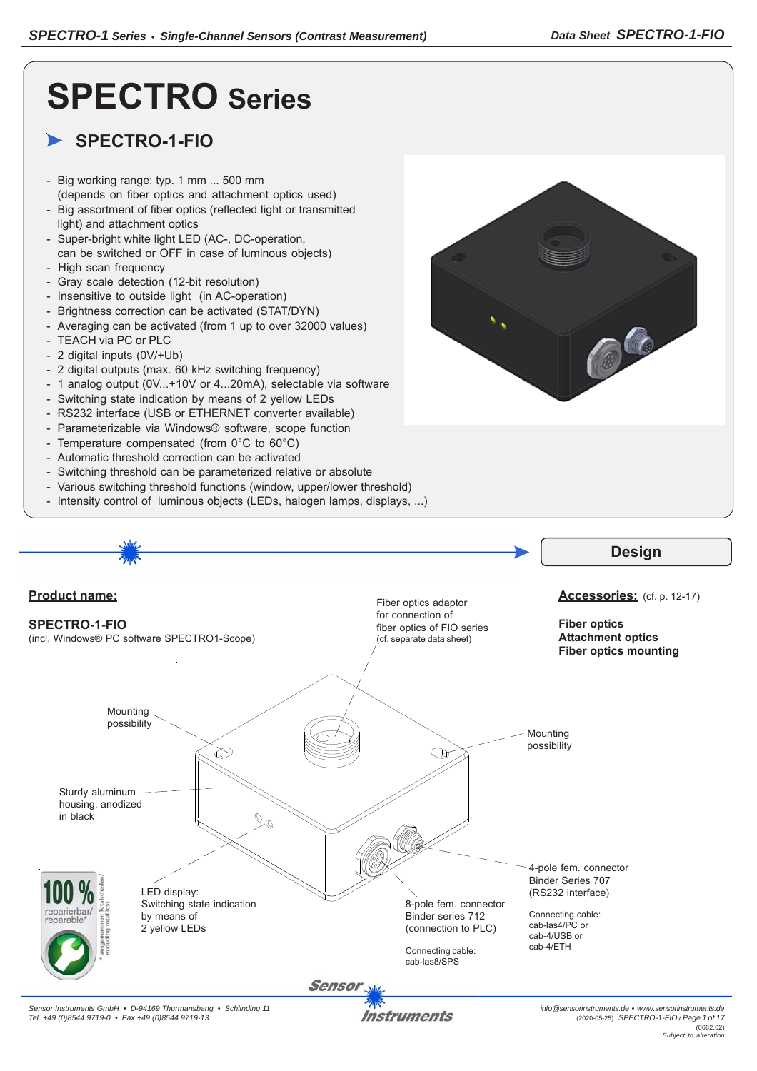# SPECTRO Series

## SPECTRO-1-FIO

- Big working range: typ. 1 mm ... 500 mm (depends on fiber optics and attachment optics used)
- Big assortment of fiber optics (reflected light or transmitted light) and attachment optics
- Super-bright white light LED (AC-, DC-operation, can be switched or OFF in case of luminous objects)
- High scan frequency
- Gray scale detection (12-bit resolution)
- Insensitive to outside light (in AC-operation)
- Brightness correction can be activated (STAT/DYN)
- Averaging can be activated (from 1 up to over 32000 values)
- TEACH via PC or PLC
- 2 digital inputs (0V/+Ub)
- 2 digital outputs (max. 60 kHz switching frequency)
- 1 analog output (0V...+10V or 4...20mA), selectable via software
- Switching state indication by means of 2 yellow LEDs
- RS232 interface (USB or ETHERNET converter available)
- Parameterizable via Windows® software, scope function
- Temperature compensated (from 0°C to 60°C)
- Automatic threshold correction can be activated
- Switching threshold can be parameterized relative or absolute
- Various switching threshold functions (window, upper/lower threshold)
- Intensity control of luminous objects (LEDs, halogen lamps, displays, ...)

## Design

**Product name:**

**SPECTRO-1-FIO**
(incl. Windows® PC software SPECTRO1-Scope)

**Accessories:** (cf. p. 12-17)

**Fiber optics**
**Attachment optics**
**Fiber optics mounting**

Fiber optics adaptor for connection of fiber optics of FIO series (cf. separate data sheet)

Mounting possibility

Mounting possibility

Sturdy aluminum housing, anodized in black

LED display: Switching state indication by means of 2 yellow LEDs

8-pole fem. connector Binder series 712 (connection to PLC)

Connecting cable: cab-las8/SPS

4-pole fem. connector Binder Series 707 (RS232 interface)

Connecting cable: cab-las4/PC or cab-4/USB or cab-4/ETH

100 % reparierbar/ reparable* — * ausgenommen Totalschaden/ excluding total loss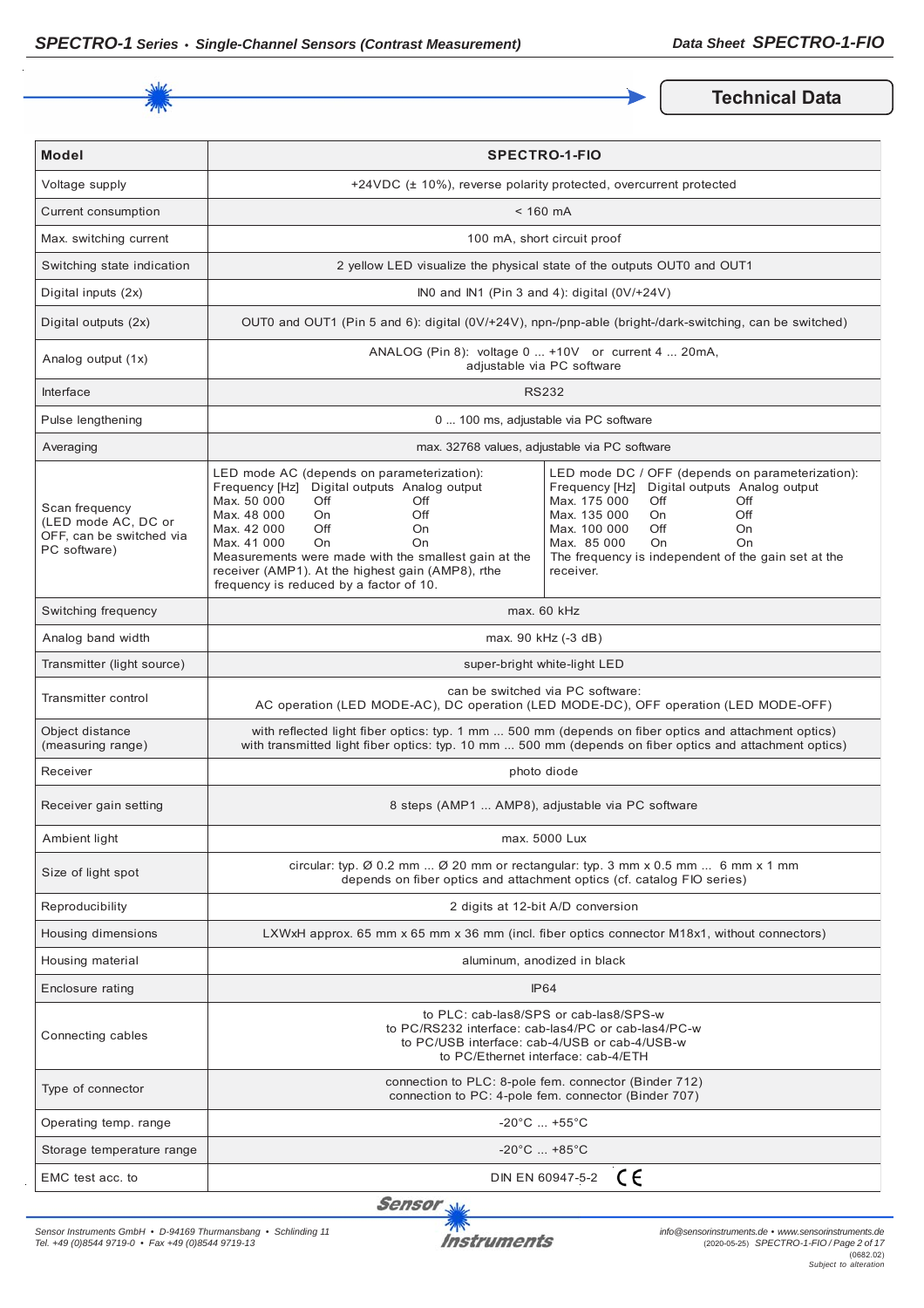## Technical Data

| Model | SPECTRO-1-FIO |
|---|---|
| Voltage supply | +24VDC (± 10%), reverse polarity protected, overcurrent protected |
| Current consumption | < 160 mA |
| Max. switching current | 100 mA, short circuit proof |
| Switching state indication | 2 yellow LED visualize the physical state of the outputs OUT0 and OUT1 |
| Digital inputs (2x) | IN0 and IN1 (Pin 3 and 4): digital (0V/+24V) |
| Digital outputs (2x) | OUT0 and OUT1 (Pin 5 and 6): digital (0V/+24V), npn-/pnp-able (bright-/dark-switching, can be switched) |
| Analog output (1x) | ANALOG (Pin 8): voltage 0 ... +10V or current 4 ... 20mA, adjustable via PC software |
| Interface | RS232 |
| Pulse lengthening | 0 ... 100 ms, adjustable via PC software |
| Averaging | max. 32768 values, adjustable via PC software |
| Scan frequency (LED mode AC, DC or OFF, can be switched via PC software) | LED mode AC (depends on parameterization):<br>Frequency [Hz] / Digital outputs / Analog output<br>Max. 50 000 / Off / Off<br>Max. 48 000 / On / Off<br>Max. 42 000 / Off / On<br>Max. 41 000 / On / On<br>Measurements were made with the smallest gain at the receiver (AMP1). At the highest gain (AMP8), rthe frequency is reduced by a factor of 10.<br><br>LED mode DC / OFF (depends on parameterization):<br>Frequency [Hz] / Digital outputs / Analog output<br>Max. 175 000 / Off / Off<br>Max. 135 000 / On / Off<br>Max. 100 000 / Off / On<br>Max. 85 000 / On / On<br>The frequency is independent of the gain set at the receiver. |
| Switching frequency | max. 60 kHz |
| Analog band width | max. 90 kHz (-3 dB) |
| Transmitter (light source) | super-bright white-light LED |
| Transmitter control | can be switched via PC software:<br>AC operation (LED MODE-AC), DC operation (LED MODE-DC), OFF operation (LED MODE-OFF) |
| Object distance (measuring range) | with reflected light fiber optics: typ. 1 mm ... 500 mm (depends on fiber optics and attachment optics)<br>with transmitted light fiber optics: typ. 10 mm ... 500 mm (depends on fiber optics and attachment optics) |
| Receiver | photo diode |
| Receiver gain setting | 8 steps (AMP1 ... AMP8), adjustable via PC software |
| Ambient light | max. 5000 Lux |
| Size of light spot | circular: typ. Ø 0.2 mm ... Ø 20 mm or rectangular: typ. 3 mm x 0.5 mm ... 6 mm x 1 mm<br>depends on fiber optics and attachment optics (cf. catalog FIO series) |
| Reproducibility | 2 digits at 12-bit A/D conversion |
| Housing dimensions | LXWxH approx. 65 mm x 65 mm x 36 mm (incl. fiber optics connector M18x1, without connectors) |
| Housing material | aluminum, anodized in black |
| Enclosure rating | IP64 |
| Connecting cables | to PLC: cab-las8/SPS or cab-las8/SPS-w<br>to PC/RS232 interface: cab-las4/PC or cab-las4/PC-w<br>to PC/USB interface: cab-4/USB or cab-4/USB-w<br>to PC/Ethernet interface: cab-4/ETH |
| Type of connector | connection to PLC: 8-pole fem. connector (Binder 712)<br>connection to PC: 4-pole fem. connector (Binder 707) |
| Operating temp. range | -20°C ... +55°C |
| Storage temperature range | -20°C ... +85°C |
| EMC test acc. to | DIN EN 60947-5-2 CE |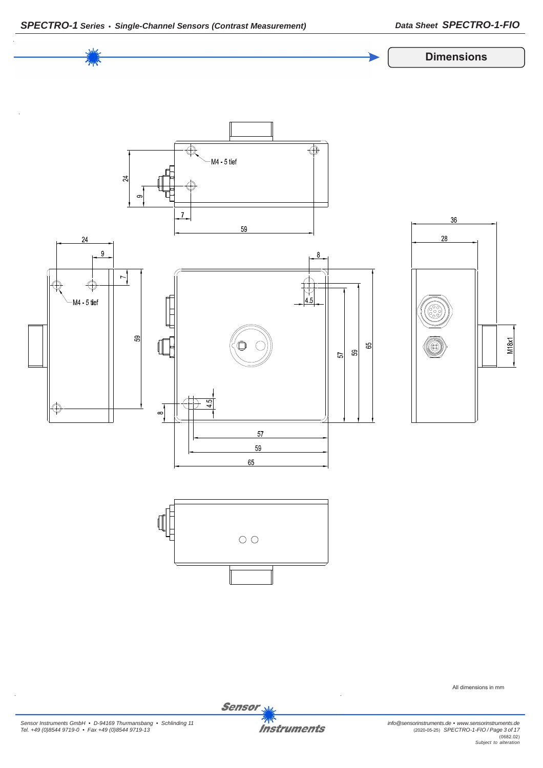## Dimensions

M4 - 5 tief

24

9

7

59

24

9

7

M4 - 5 tief

59

8

8

4.5

4.5

57

59

65

57

59

65

36

28

M18x1

All dimensions in mm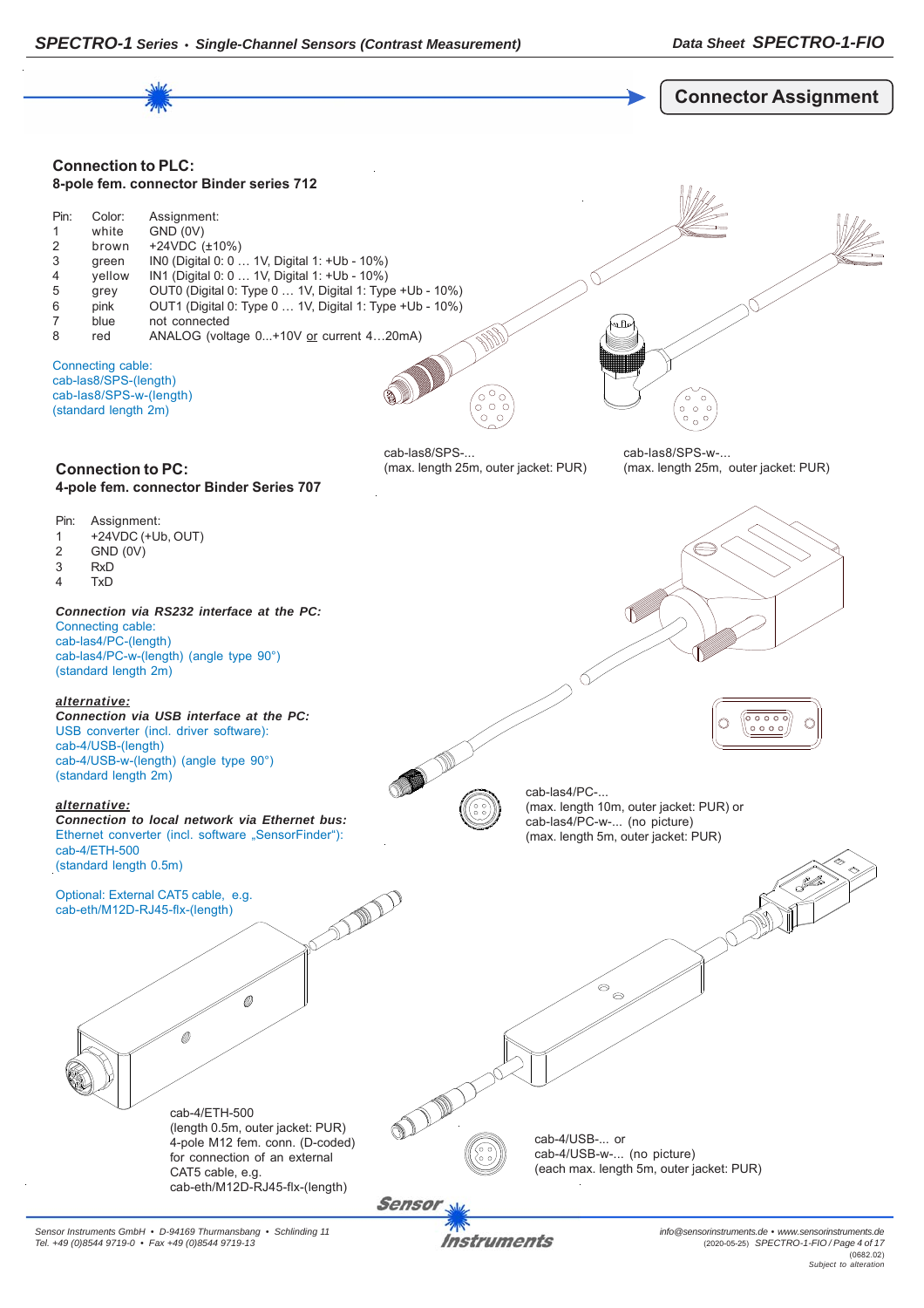## Connector Assignment

### Connection to PLC:

**8-pole fem. connector Binder series 712**

| Pin: | Color: | Assignment: |
|---|---|---|
| 1 | white | GND (0V) |
| 2 | brown | +24VDC (±10%) |
| 3 | green | IN0 (Digital 0: 0 … 1V, Digital 1: +Ub - 10%) |
| 4 | yellow | IN1 (Digital 0: 0 … 1V, Digital 1: +Ub - 10%) |
| 5 | grey | OUT0 (Digital 0: Type 0 … 1V, Digital 1: Type +Ub - 10%) |
| 6 | pink | OUT1 (Digital 0: Type 0 … 1V, Digital 1: Type +Ub - 10%) |
| 7 | blue | not connected |
| 8 | red | ANALOG (voltage 0...+10V or current 4…20mA) |

Connecting cable:
cab-las8/SPS-(length)
cab-las8/SPS-w-(length)
(standard length 2m)

cab-las8/SPS-...
(max. length 25m, outer jacket: PUR)

cab-las8/SPS-w-...
(max. length 25m, outer jacket: PUR)

### Connection to PC:

**4-pole fem. connector Binder Series 707**

| Pin: | Assignment: |
|---|---|
| 1 | +24VDC (+Ub, OUT) |
| 2 | GND (0V) |
| 3 | RxD |
| 4 | TxD |

***Connection via RS232 interface at the PC:***
Connecting cable:
cab-las4/PC-(length)
cab-las4/PC-w-(length) (angle type 90°)
(standard length 2m)

***alternative:***
***Connection via USB interface at the PC:***
USB converter (incl. driver software):
cab-4/USB-(length)
cab-4/USB-w-(length) (angle type 90°)
(standard length 2m)

***alternative:***
***Connection to local network via Ethernet bus:***
Ethernet converter (incl. software „SensorFinder"):
cab-4/ETH-500
(standard length 0.5m)

Optional: External CAT5 cable, e.g.
cab-eth/M12D-RJ45-flx-(length)

cab-las4/PC-...
(max. length 10m, outer jacket: PUR) or
cab-las4/PC-w-... (no picture)
(max. length 5m, outer jacket: PUR)

cab-4/ETH-500
(length 0.5m, outer jacket: PUR)
4-pole M12 fem. conn. (D-coded)
for connection of an external
CAT5 cable, e.g.
cab-eth/M12D-RJ45-flx-(length)

cab-4/USB-... or
cab-4/USB-w-... (no picture)
(each max. length 5m, outer jacket: PUR)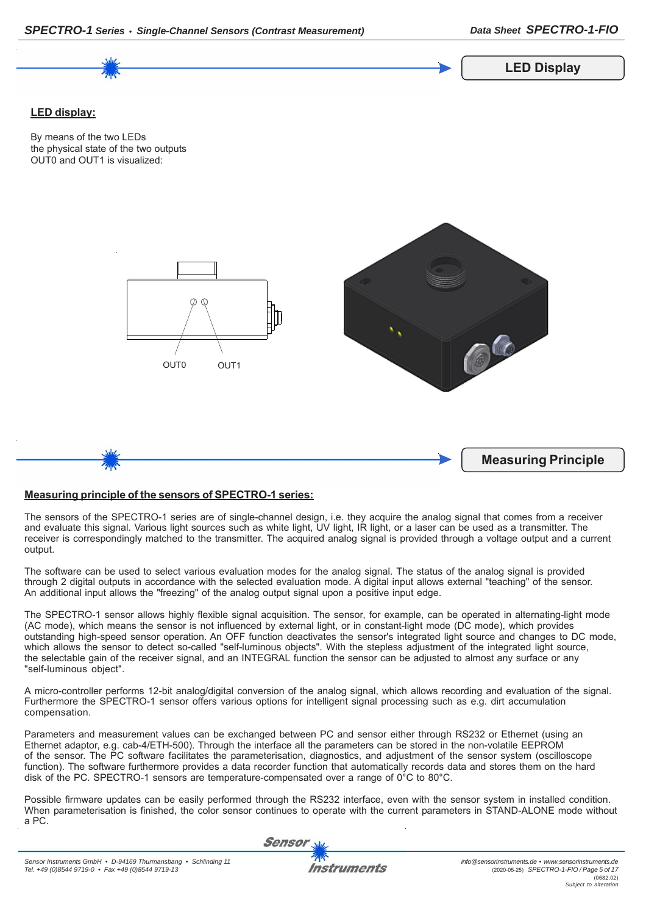## LED Display

**LED display:**

By means of the two LEDs
the physical state of the two outputs
OUT0 and OUT1 is visualized:

OUT0 OUT1

## Measuring Principle

**Measuring principle of the sensors of SPECTRO-1 series:**

The sensors of the SPECTRO-1 series are of single-channel design, i.e. they acquire the analog signal that comes from a receiver and evaluate this signal. Various light sources such as white light, UV light, IR light, or a laser can be used as a transmitter. The receiver is correspondingly matched to the transmitter. The acquired analog signal is provided through a voltage output and a current output.

The software can be used to select various evaluation modes for the analog signal. The status of the analog signal is provided through 2 digital outputs in accordance with the selected evaluation mode. A digital input allows external "teaching" of the sensor. An additional input allows the "freezing" of the analog output signal upon a positive input edge.

The SPECTRO-1 sensor allows highly flexible signal acquisition. The sensor, for example, can be operated in alternating-light mode (AC mode), which means the sensor is not influenced by external light, or in constant-light mode (DC mode), which provides outstanding high-speed sensor operation. An OFF function deactivates the sensor's integrated light source and changes to DC mode, which allows the sensor to detect so-called "self-luminous objects". With the stepless adjustment of the integrated light source, the selectable gain of the receiver signal, and an INTEGRAL function the sensor can be adjusted to almost any surface or any "self-luminous object".

A micro-controller performs 12-bit analog/digital conversion of the analog signal, which allows recording and evaluation of the signal. Furthermore the SPECTRO-1 sensor offers various options for intelligent signal processing such as e.g. dirt accumulation compensation.

Parameters and measurement values can be exchanged between PC and sensor either through RS232 or Ethernet (using an Ethernet adaptor, e.g. cab-4/ETH-500). Through the interface all the parameters can be stored in the non-volatile EEPROM of the sensor. The PC software facilitates the parameterisation, diagnostics, and adjustment of the sensor system (oscilloscope function). The software furthermore provides a data recorder function that automatically records data and stores them on the hard disk of the PC. SPECTRO-1 sensors are temperature-compensated over a range of 0°C to 80°C.

Possible firmware updates can be easily performed through the RS232 interface, even with the sensor system in installed condition. When parameterisation is finished, the color sensor continues to operate with the current parameters in STAND-ALONE mode without a PC.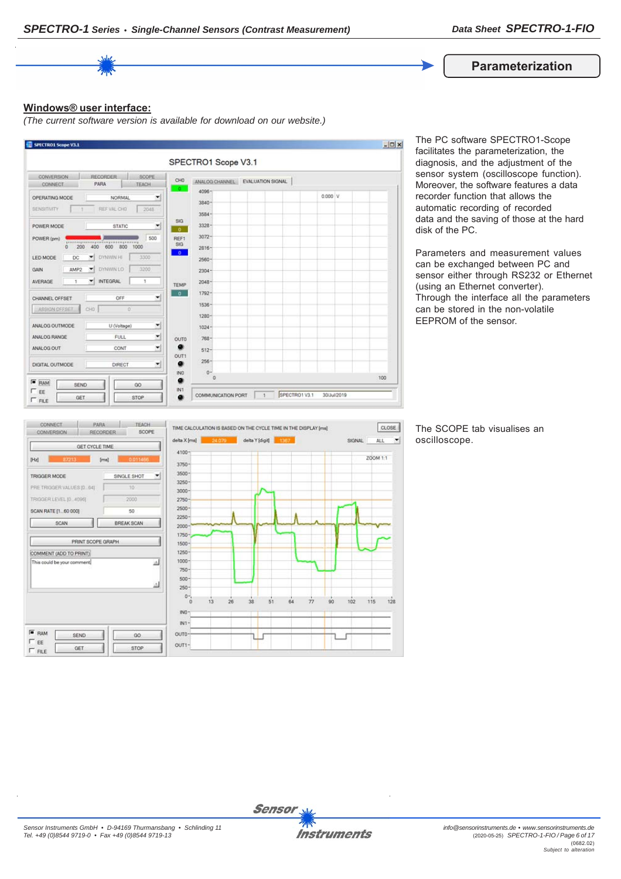## Parameterization

**Windows® user interface:**

*(The current software version is available for download on our website.)*

The PC software SPECTRO1-Scope facilitates the parameterization, the diagnosis, and the adjustment of the sensor system (oscilloscope function). Moreover, the software features a data recorder function that allows the automatic recording of recorded data and the saving of those at the hard disk of the PC.

Parameters and measurement values can be exchanged between PC and sensor either through RS232 or Ethernet (using an Ethernet converter). Through the interface all the parameters can be stored in the non-volatile EEPROM of the sensor.

The SCOPE tab visualises an oscilloscope.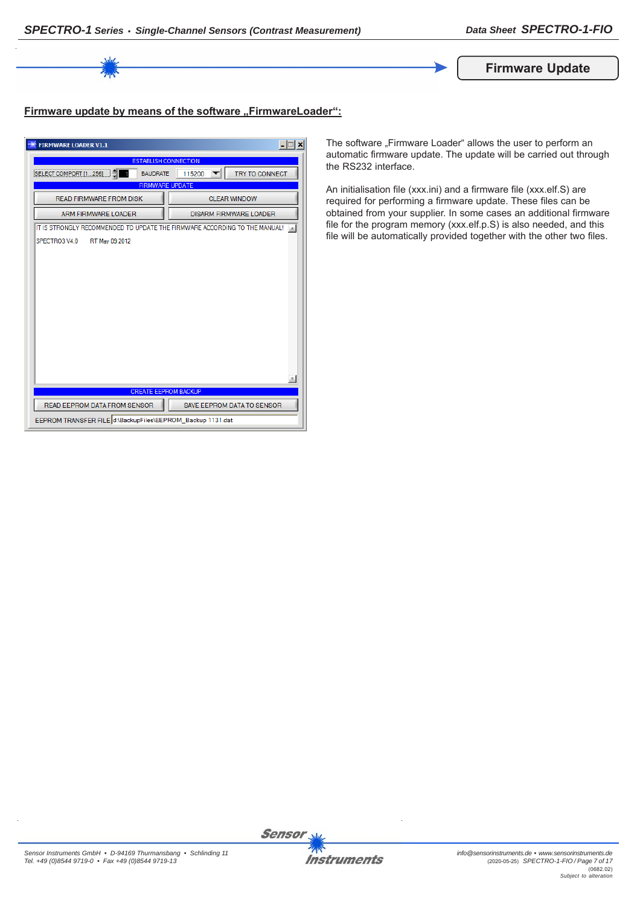## Firmware Update

**Firmware update by means of the software „FirmwareLoader“:**

The software „Firmware Loader“ allows the user to perform an automatic firmware update. The update will be carried out through the RS232 interface.

An initialisation file (xxx.ini) and a firmware file (xxx.elf.S) are required for performing a firmware update. These files can be obtained from your supplier. In some cases an additional firmware file for the program memory (xxx.elf.p.S) is also needed, and this file will be automatically provided together with the other two files.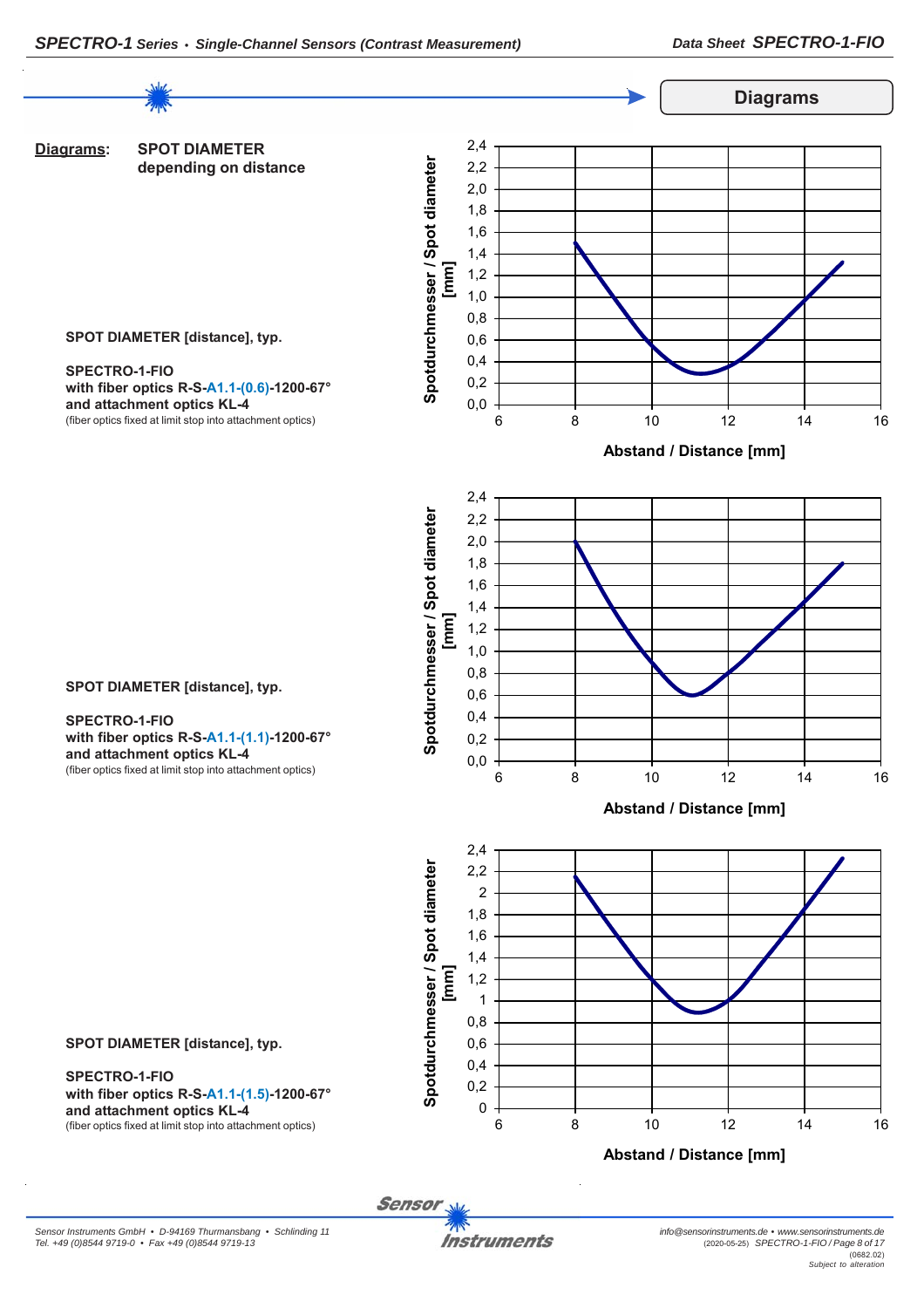## Diagrams

**Diagrams:** **SPOT DIAMETER depending on distance**

**SPOT DIAMETER [distance], typ.**

**SPECTRO-1-FIO**
**with fiber optics R-S-A1.1-(0.6)-1200-67°**
**and attachment optics KL-4**
(fiber optics fixed at limit stop into attachment optics)

Spotdurchmesser / Spot diameter [mm]

Abstand / Distance [mm]

**SPOT DIAMETER [distance], typ.**

**SPECTRO-1-FIO**
**with fiber optics R-S-A1.1-(1.1)-1200-67°**
**and attachment optics KL-4**
(fiber optics fixed at limit stop into attachment optics)

Spotdurchmesser / Spot diameter [mm]

Abstand / Distance [mm]

**SPOT DIAMETER [distance], typ.**

**SPECTRO-1-FIO**
**with fiber optics R-S-A1.1-(1.5)-1200-67°**
**and attachment optics KL-4**
(fiber optics fixed at limit stop into attachment optics)

Spotdurchmesser / Spot diameter [mm]

Abstand / Distance [mm]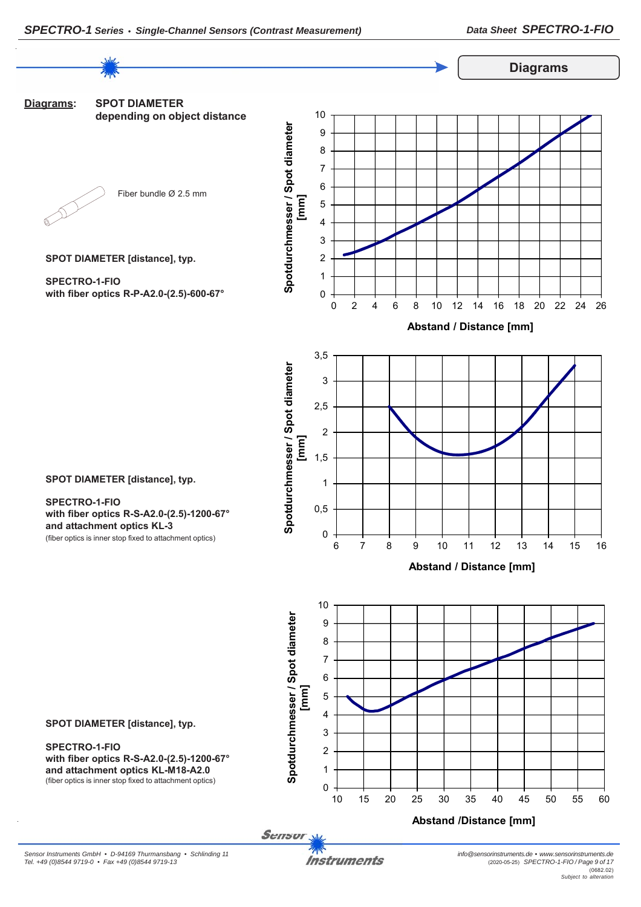## Diagrams

**Diagrams:** **SPOT DIAMETER depending on object distance**

Fiber bundle Ø 2.5 mm

**SPOT DIAMETER [distance], typ.**

**SPECTRO-1-FIO**
**with fiber optics R-P-A2.0-(2.5)-600-67°**

Spotdurchmesser / Spot diameter [mm]

Abstand / Distance [mm]

**SPOT DIAMETER [distance], typ.**

**SPECTRO-1-FIO**
**with fiber optics R-S-A2.0-(2.5)-1200-67°**
**and attachment optics KL-3**
(fiber optics is inner stop fixed to attachment optics)

Spotdurchmesser / Spot diameter [mm]

Abstand / Distance [mm]

**SPOT DIAMETER [distance], typ.**

**SPECTRO-1-FIO**
**with fiber optics R-S-A2.0-(2.5)-1200-67°**
**and attachment optics KL-M18-A2.0**
(fiber optics is inner stop fixed to attachment optics)

Spotdurchmesser / Spot diameter [mm]

Abstand /Distance [mm]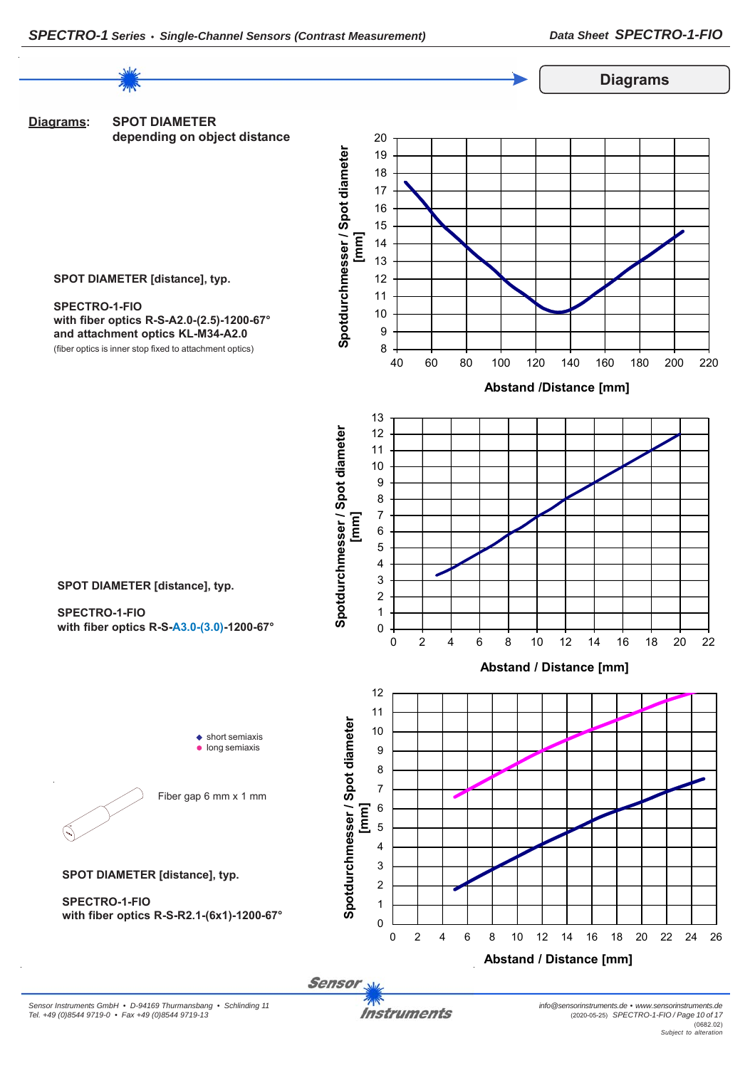## Diagrams

**Diagrams:** **SPOT DIAMETER depending on object distance**

**SPOT DIAMETER [distance], typ.**

**SPECTRO-1-FIO**
**with fiber optics R-S-A2.0-(2.5)-1200-67°**
**and attachment optics KL-M34-A2.0**
(fiber optics is inner stop fixed to attachment optics)

Spotdurchmesser / Spot diameter [mm]

Abstand /Distance [mm]

**SPOT DIAMETER [distance], typ.**

**SPECTRO-1-FIO**
**with fiber optics R-S-A3.0-(3.0)-1200-67°**

Spotdurchmesser / Spot diameter [mm]

Abstand / Distance [mm]

◆ short semiaxis
● long semiaxis

Fiber gap 6 mm x 1 mm

**SPOT DIAMETER [distance], typ.**

**SPECTRO-1-FIO**
**with fiber optics R-S-R2.1-(6x1)-1200-67°**

Spotdurchmesser / Spot diameter [mm]

Abstand / Distance [mm]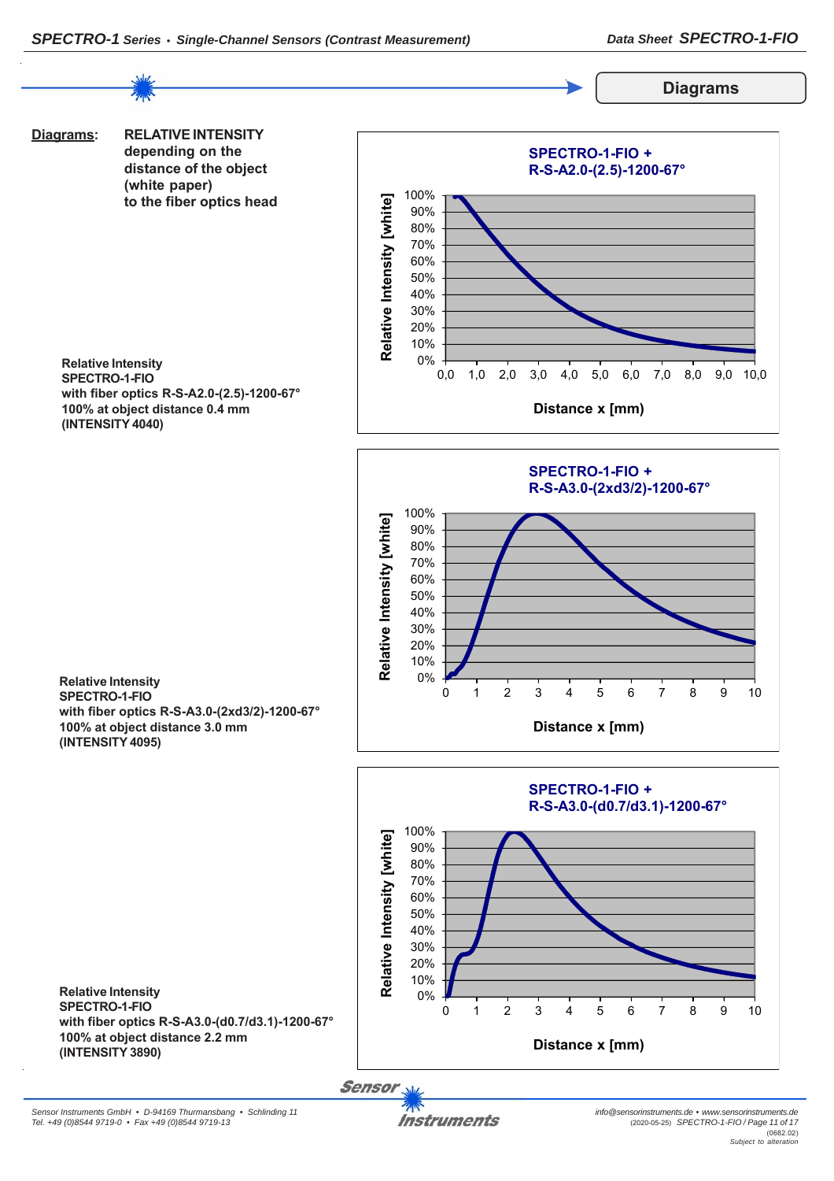## Diagrams

**Diagrams:** **RELATIVE INTENSITY depending on the distance of the object (white paper) to the fiber optics head**

**Relative Intensity**
**SPECTRO-1-FIO**
**with fiber optics R-S-A2.0-(2.5)-1200-67°**
**100% at object distance 0.4 mm**
**(INTENSITY 4040)**

SPECTRO-1-FIO + R-S-A2.0-(2.5)-1200-67°

Relative Intensity [white]: 0% – 100%

Distance x [mm]: 0,0 – 10,0

**Relative Intensity**
**SPECTRO-1-FIO**
**with fiber optics R-S-A3.0-(2xd3/2)-1200-67°**
**100% at object distance 3.0 mm**
**(INTENSITY 4095)**

SPECTRO-1-FIO + R-S-A3.0-(2xd3/2)-1200-67°

Relative Intensity [white]: 0% – 100%

Distance x [mm]: 0 – 10

**Relative Intensity**
**SPECTRO-1-FIO**
**with fiber optics R-S-A3.0-(d0.7/d3.1)-1200-67°**
**100% at object distance 2.2 mm**
**(INTENSITY 3890)**

SPECTRO-1-FIO + R-S-A3.0-(d0.7/d3.1)-1200-67°

Relative Intensity [white]: 0% – 100%

Distance x [mm]: 0 – 10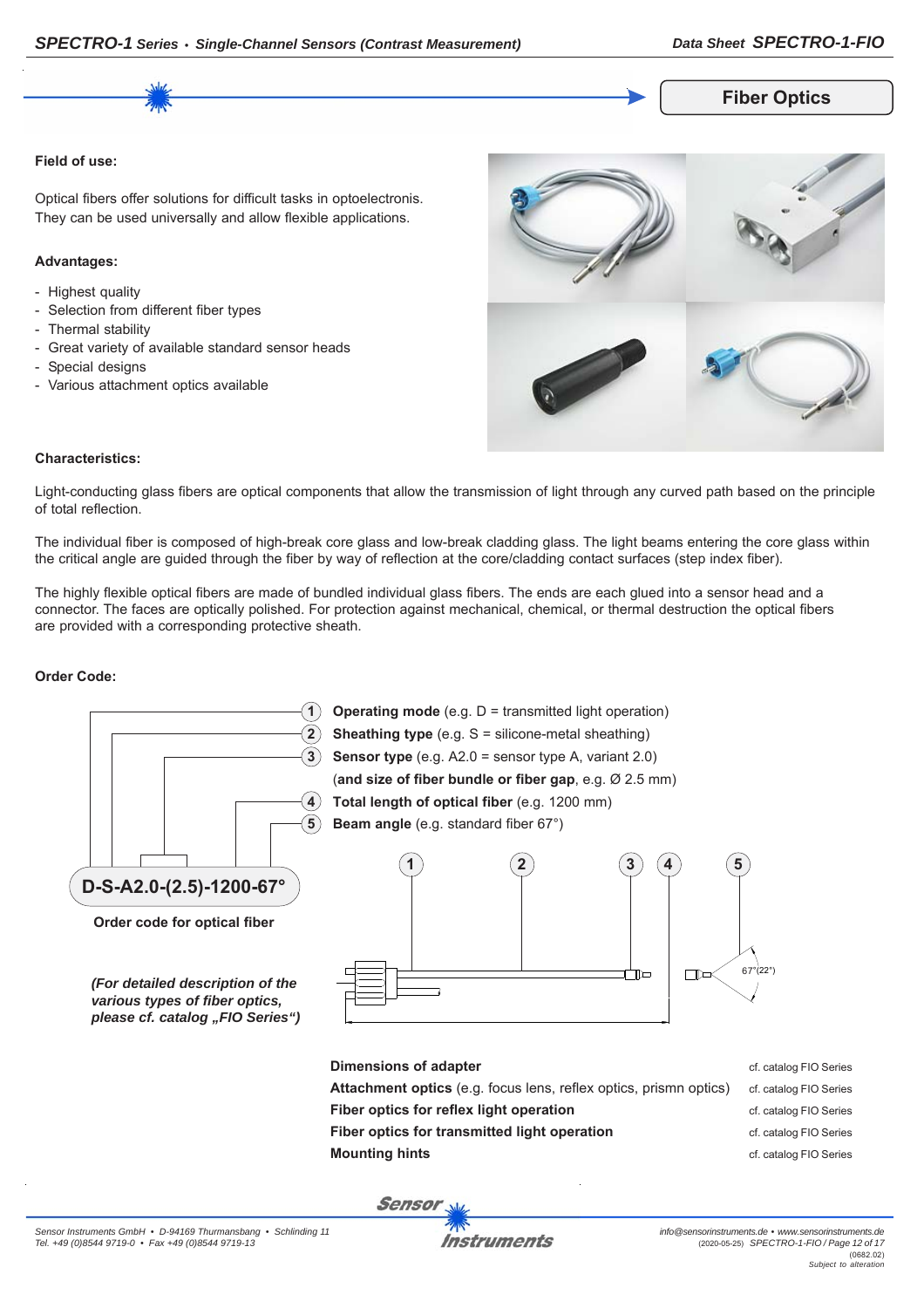## Fiber Optics

**Field of use:**

Optical fibers offer solutions for difficult tasks in optoelectronis. They can be used universally and allow flexible applications.

**Advantages:**

- Highest quality
- Selection from different fiber types
- Thermal stability
- Great variety of available standard sensor heads
- Special designs
- Various attachment optics available

**Characteristics:**

Light-conducting glass fibers are optical components that allow the transmission of light through any curved path based on the principle of total reflection.

The individual fiber is composed of high-break core glass and low-break cladding glass. The light beams entering the core glass within the critical angle are guided through the fiber by way of reflection at the core/cladding contact surfaces (step index fiber).

The highly flexible optical fibers are made of bundled individual glass fibers. The ends are each glued into a sensor head and a connector. The faces are optically polished. For protection against mechanical, chemical, or thermal destruction the optical fibers are provided with a corresponding protective sheath.

**Order Code:**

1. **Operating mode** (e.g. D = transmitted light operation)
2. **Sheathing type** (e.g. S = silicone-metal sheathing)
3. **Sensor type** (e.g. A2.0 = sensor type A, variant 2.0) (**and size of fiber bundle or fiber gap**, e.g. Ø 2.5 mm)
4. **Total length of optical fiber** (e.g. 1200 mm)
5. **Beam angle** (e.g. standard fiber 67°)

**D-S-A2.0-(2.5)-1200-67°**

**Order code for optical fiber**

*(For detailed description of the various types of fiber optics, please cf. catalog „FIO Series")*

67°(22°)

| | |
|---|---|
| **Dimensions of adapter** | cf. catalog FIO Series |
| **Attachment optics** (e.g. focus lens, reflex optics, prismn optics) | cf. catalog FIO Series |
| **Fiber optics for reflex light operation** | cf. catalog FIO Series |
| **Fiber optics for transmitted light operation** | cf. catalog FIO Series |
| **Mounting hints** | cf. catalog FIO Series |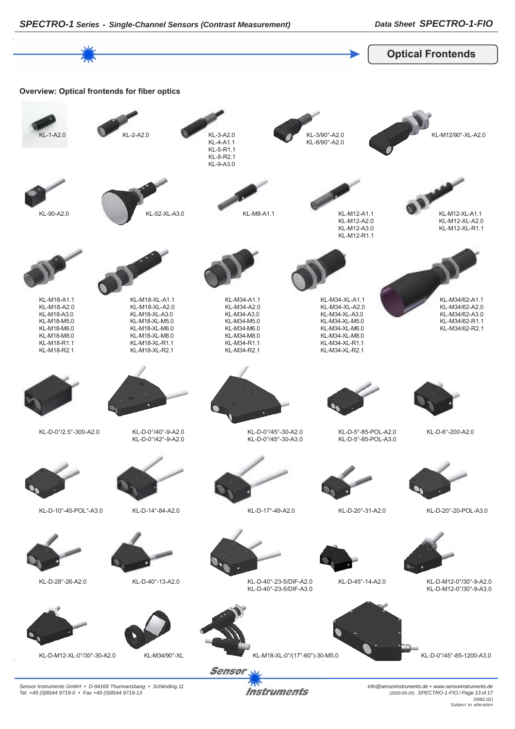## Optical Frontends

**Overview: Optical frontends for fiber optics**

KL-1-A2.0

KL-2-A2.0

KL-3-A2.0
KL-4-A1.1
KL-5-R1.1
KL-8-R2.1
KL-9-A3.0

KL-3/90°-A2.0
KL-8/90°-A2.0

KL-M12/90°-XL-A2.0

KL-90-A2.0

KL-52-XL-A3.0

KL-M8-A1.1

KL-M12-A1.1
KL-M12-A2.0
KL-M12-A3.0
KL-M12-R1.1

KL-M12-XL-A1.1
KL-M12-XL-A2.0
KL-M12-XL-R1.1

KL-M18-A1.1
KL-M18-A2.0
KL-M18-A3.0
KL-M18-M5.0
KL-M18-M6.0
KL-M18-M8.0
KL-M18-R1.1
KL-M18-R2.1

KL-M18-XL-A1.1
KL-M18-XL-A2.0
KL-M18-XL-A3.0
KL-M18-XL-M5.0
KL-M18-XL-M6.0
KL-M18-XL-M8.0
KL-M18-XL-R1.1
KL-M18-XL-R2.1

KL-M34-A1.1
KL-M34-A2.0
KL-M34-A3.0
KL-M34-M5.0
KL-M34-M6.0
KL-M34-M8.0
KL-M34-R1.1
KL-M34-R2.1

KL-M34-XL-A1.1
KL-M34-XL-A2.0
KL-M34-XL-A3.0
KL-M34-XL-M5.0
KL-M34-XL-M6.0
KL-M34-XL-M8.0
KL-M34-XL-R1.1
KL-M34-XL-R2.1

KL-M34/62-A1.1
KL-M34/62-A2.0
KL-M34/62-A3.0
KL-M34/62-R1.1
KL-M34/62-R2.1

KL-D-0°/2.5°-300-A2.0

KL-D-0°/40°-9-A2.0
KL-D-0°/42°-9-A2.0

KL-D-0°/45°-30-A2.0
KL-D-0°/45°-30-A3.0

KL-D-5°-85-POL-A2.0
KL-D-5°-85-POL-A3.0

KL-D-6°-200-A2.0

KL-D-10°-45-POL°-A3.0

KL-D-14°-84-A2.0

KL-D-17°-49-A2.0

KL-D-20°-31-A2.0

KL-D-20°-20-POL-A3.0

KL-D-28°-26-A2.0

KL-D-40°-13-A2.0

KL-D-40°-23-5/DIF-A2.0
KL-D-40°-23-5/DIF-A3.0

KL-D-45°-14-A2.0

KL-D-M12-0°/30°-9-A2.0
KL-D-M12-0°/30°-9-A3.0

KL-D-M12-XL-0°/30°-30-A2.0

KL-M34/90°-XL

KL-M18-XL-0°/(17°-60°)-30-M5.0

KL-D-0°/45°-85-1200-A3.0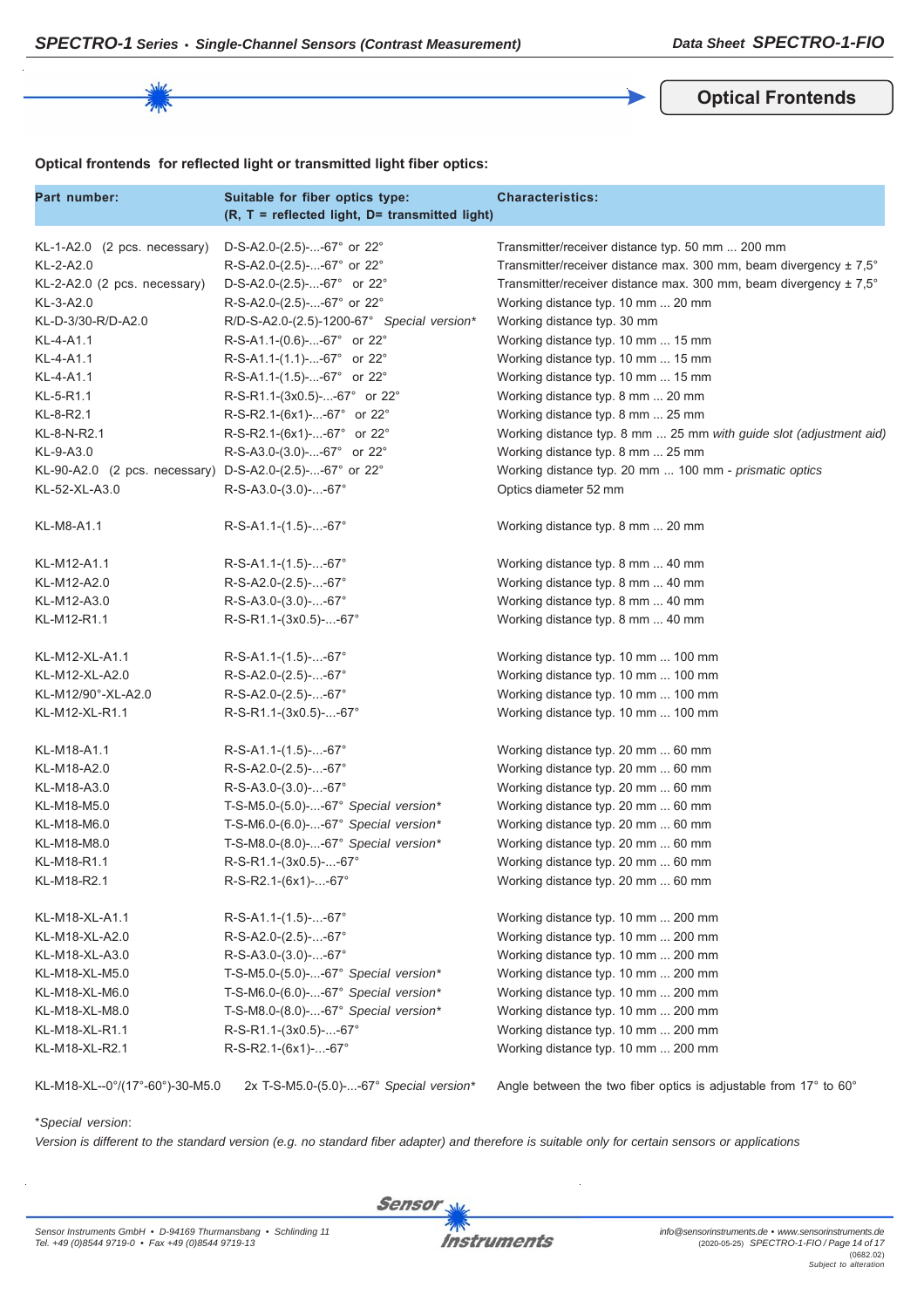## Optical Frontends

**Optical frontends for reflected light or transmitted light fiber optics:**

| Part number: | Suitable for fiber optics type: (R, T = reflected light, D= transmitted light) | Characteristics: |
|---|---|---|
| KL-1-A2.0 (2 pcs. necessary) | D-S-A2.0-(2.5)-...-67° or 22° | Transmitter/receiver distance typ. 50 mm ... 200 mm |
| KL-2-A2.0 | R-S-A2.0-(2.5)-...-67° or 22° | Transmitter/receiver distance max. 300 mm, beam divergency ± 7,5° |
| KL-2-A2.0 (2 pcs. necessary) | D-S-A2.0-(2.5)-...-67° or 22° | Transmitter/receiver distance max. 300 mm, beam divergency ± 7,5° |
| KL-3-A2.0 | R-S-A2.0-(2.5)-...-67° or 22° | Working distance typ. 10 mm ... 20 mm |
| KL-D-3/30-R/D-A2.0 | R/D-S-A2.0-(2.5)-1200-67° *Special version** | Working distance typ. 30 mm |
| KL-4-A1.1 | R-S-A1.1-(0.6)-...-67° or 22° | Working distance typ. 10 mm ... 15 mm |
| KL-4-A1.1 | R-S-A1.1-(1.1)-...-67° or 22° | Working distance typ. 10 mm ... 15 mm |
| KL-4-A1.1 | R-S-A1.1-(1.5)-...-67° or 22° | Working distance typ. 10 mm ... 15 mm |
| KL-5-R1.1 | R-S-R1.1-(3x0.5)-...-67° or 22° | Working distance typ. 8 mm ... 20 mm |
| KL-8-R2.1 | R-S-R2.1-(6x1)-...-67° or 22° | Working distance typ. 8 mm ... 25 mm |
| KL-8-N-R2.1 | R-S-R2.1-(6x1)-...-67° or 22° | Working distance typ. 8 mm ... 25 mm *with guide slot (adjustment aid)* |
| KL-9-A3.0 | R-S-A3.0-(3.0)-...-67° or 22° | Working distance typ. 8 mm ... 25 mm |
| KL-90-A2.0 (2 pcs. necessary) | D-S-A2.0-(2.5)-...-67° or 22° | Working distance typ. 20 mm ... 100 mm - *prismatic optics* |
| KL-52-XL-A3.0 | R-S-A3.0-(3.0)-...-67° | Optics diameter 52 mm |
| KL-M8-A1.1 | R-S-A1.1-(1.5)-...-67° | Working distance typ. 8 mm ... 20 mm |
| KL-M12-A1.1 | R-S-A1.1-(1.5)-...-67° | Working distance typ. 8 mm ... 40 mm |
| KL-M12-A2.0 | R-S-A2.0-(2.5)-...-67° | Working distance typ. 8 mm ... 40 mm |
| KL-M12-A3.0 | R-S-A3.0-(3.0)-...-67° | Working distance typ. 8 mm ... 40 mm |
| KL-M12-R1.1 | R-S-R1.1-(3x0.5)-...-67° | Working distance typ. 8 mm ... 40 mm |
| KL-M12-XL-A1.1 | R-S-A1.1-(1.5)-...-67° | Working distance typ. 10 mm ... 100 mm |
| KL-M12-XL-A2.0 | R-S-A2.0-(2.5)-...-67° | Working distance typ. 10 mm ... 100 mm |
| KL-M12/90°-XL-A2.0 | R-S-A2.0-(2.5)-...-67° | Working distance typ. 10 mm ... 100 mm |
| KL-M12-XL-R1.1 | R-S-R1.1-(3x0.5)-...-67° | Working distance typ. 10 mm ... 100 mm |
| KL-M18-A1.1 | R-S-A1.1-(1.5)-...-67° | Working distance typ. 20 mm ... 60 mm |
| KL-M18-A2.0 | R-S-A2.0-(2.5)-...-67° | Working distance typ. 20 mm ... 60 mm |
| KL-M18-A3.0 | R-S-A3.0-(3.0)-...-67° | Working distance typ. 20 mm ... 60 mm |
| KL-M18-M5.0 | T-S-M5.0-(5.0)-...-67° *Special version** | Working distance typ. 20 mm ... 60 mm |
| KL-M18-M6.0 | T-S-M6.0-(6.0)-...-67° *Special version** | Working distance typ. 20 mm ... 60 mm |
| KL-M18-M8.0 | T-S-M8.0-(8.0)-...-67° *Special version** | Working distance typ. 20 mm ... 60 mm |
| KL-M18-R1.1 | R-S-R1.1-(3x0.5)-...-67° | Working distance typ. 20 mm ... 60 mm |
| KL-M18-R2.1 | R-S-R2.1-(6x1)-...-67° | Working distance typ. 20 mm ... 60 mm |
| KL-M18-XL-A1.1 | R-S-A1.1-(1.5)-...-67° | Working distance typ. 10 mm ... 200 mm |
| KL-M18-XL-A2.0 | R-S-A2.0-(2.5)-...-67° | Working distance typ. 10 mm ... 200 mm |
| KL-M18-XL-A3.0 | R-S-A3.0-(3.0)-...-67° | Working distance typ. 10 mm ... 200 mm |
| KL-M18-XL-M5.0 | T-S-M5.0-(5.0)-...-67° *Special version** | Working distance typ. 10 mm ... 200 mm |
| KL-M18-XL-M6.0 | T-S-M6.0-(6.0)-...-67° *Special version** | Working distance typ. 10 mm ... 200 mm |
| KL-M18-XL-M8.0 | T-S-M8.0-(8.0)-...-67° *Special version** | Working distance typ. 10 mm ... 200 mm |
| KL-M18-XL-R1.1 | R-S-R1.1-(3x0.5)-...-67° | Working distance typ. 10 mm ... 200 mm |
| KL-M18-XL-R2.1 | R-S-R2.1-(6x1)-...-67° | Working distance typ. 10 mm ... 200 mm |
| KL-M18-XL--0°/(17°-60°)-30-M5.0 | 2x T-S-M5.0-(5.0)-...-67° *Special version** | Angle between the two fiber optics is adjustable from 17° to 60° |

**Special version*:

*Version is different to the standard version (e.g. no standard fiber adapter) and therefore is suitable only for certain sensors or applications*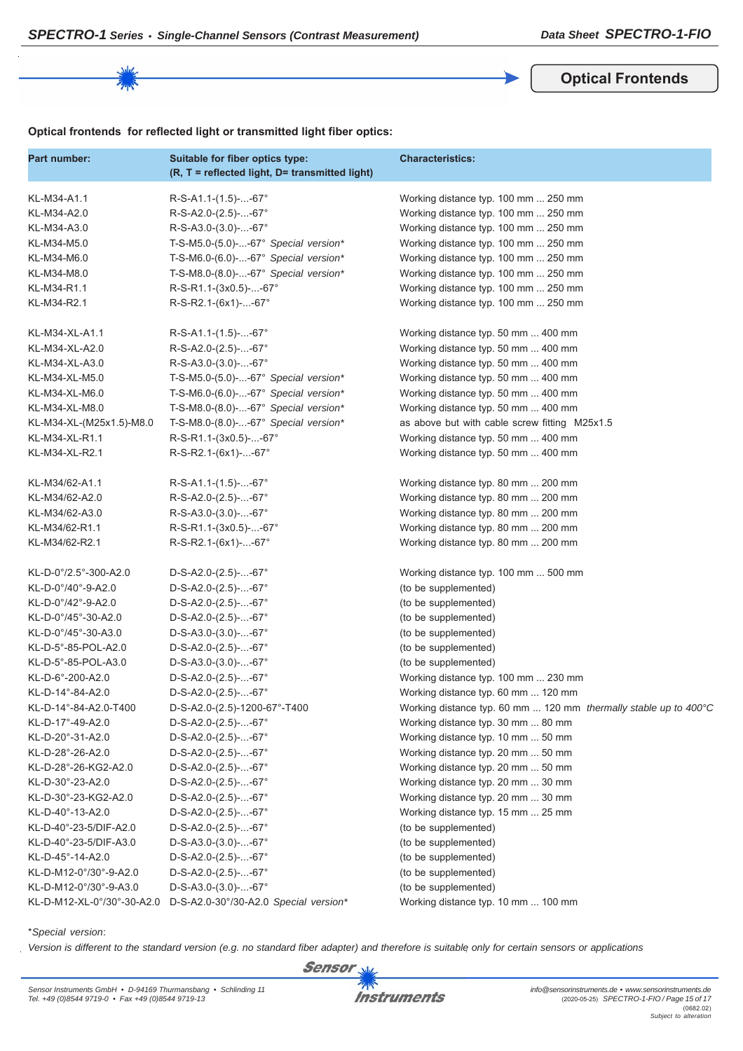## Optical Frontends

**Optical frontends for reflected light or transmitted light fiber optics:**

| Part number: | Suitable for fiber optics type: (R, T = reflected light, D= transmitted light) | Characteristics: |
|---|---|---|
| KL-M34-A1.1 | R-S-A1.1-(1.5)-...-67° | Working distance typ. 100 mm ... 250 mm |
| KL-M34-A2.0 | R-S-A2.0-(2.5)-...-67° | Working distance typ. 100 mm ... 250 mm |
| KL-M34-A3.0 | R-S-A3.0-(3.0)-...-67° | Working distance typ. 100 mm ... 250 mm |
| KL-M34-M5.0 | T-S-M5.0-(5.0)-...-67° *Special version** | Working distance typ. 100 mm ... 250 mm |
| KL-M34-M6.0 | T-S-M6.0-(6.0)-...-67° *Special version** | Working distance typ. 100 mm ... 250 mm |
| KL-M34-M8.0 | T-S-M8.0-(8.0)-...-67° *Special version** | Working distance typ. 100 mm ... 250 mm |
| KL-M34-R1.1 | R-S-R1.1-(3x0.5)-...-67° | Working distance typ. 100 mm ... 250 mm |
| KL-M34-R2.1 | R-S-R2.1-(6x1)-...-67° | Working distance typ. 100 mm ... 250 mm |
| | | |
| KL-M34-XL-A1.1 | R-S-A1.1-(1.5)-...-67° | Working distance typ. 50 mm ... 400 mm |
| KL-M34-XL-A2.0 | R-S-A2.0-(2.5)-...-67° | Working distance typ. 50 mm ... 400 mm |
| KL-M34-XL-A3.0 | R-S-A3.0-(3.0)-...-67° | Working distance typ. 50 mm ... 400 mm |
| KL-M34-XL-M5.0 | T-S-M5.0-(5.0)-...-67° *Special version** | Working distance typ. 50 mm ... 400 mm |
| KL-M34-XL-M6.0 | T-S-M6.0-(6.0)-...-67° *Special version** | Working distance typ. 50 mm ... 400 mm |
| KL-M34-XL-M8.0 | T-S-M8.0-(8.0)-...-67° *Special version** | Working distance typ. 50 mm ... 400 mm |
| KL-M34-XL-(M25x1.5)-M8.0 | T-S-M8.0-(8.0)-...-67° *Special version** | as above but with cable screw fitting M25x1.5 |
| KL-M34-XL-R1.1 | R-S-R1.1-(3x0.5)-...-67° | Working distance typ. 50 mm ... 400 mm |
| KL-M34-XL-R2.1 | R-S-R2.1-(6x1)-...-67° | Working distance typ. 50 mm ... 400 mm |
| | | |
| KL-M34/62-A1.1 | R-S-A1.1-(1.5)-...-67° | Working distance typ. 80 mm ... 200 mm |
| KL-M34/62-A2.0 | R-S-A2.0-(2.5)-...-67° | Working distance typ. 80 mm ... 200 mm |
| KL-M34/62-A3.0 | R-S-A3.0-(3.0)-...-67° | Working distance typ. 80 mm ... 200 mm |
| KL-M34/62-R1.1 | R-S-R1.1-(3x0.5)-...-67° | Working distance typ. 80 mm ... 200 mm |
| KL-M34/62-R2.1 | R-S-R2.1-(6x1)-...-67° | Working distance typ. 80 mm ... 200 mm |
| | | |
| KL-D-0°/2.5°-300-A2.0 | D-S-A2.0-(2.5)-...-67° | Working distance typ. 100 mm ... 500 mm |
| KL-D-0°/40°-9-A2.0 | D-S-A2.0-(2.5)-...-67° | (to be supplemented) |
| KL-D-0°/42°-9-A2.0 | D-S-A2.0-(2.5)-...-67° | (to be supplemented) |
| KL-D-0°/45°-30-A2.0 | D-S-A2.0-(2.5)-...-67° | (to be supplemented) |
| KL-D-0°/45°-30-A3.0 | D-S-A3.0-(3.0)-...-67° | (to be supplemented) |
| KL-D-5°-85-POL-A2.0 | D-S-A2.0-(2.5)-...-67° | (to be supplemented) |
| KL-D-5°-85-POL-A3.0 | D-S-A3.0-(3.0)-...-67° | (to be supplemented) |
| KL-D-6°-200-A2.0 | D-S-A2.0-(2.5)-...-67° | Working distance typ. 100 mm ... 230 mm |
| KL-D-14°-84-A2.0 | D-S-A2.0-(2.5)-...-67° | Working distance typ. 60 mm ... 120 mm |
| KL-D-14°-84-A2.0-T400 | D-S-A2.0-(2.5)-1200-67°-T400 | Working distance typ. 60 mm ... 120 mm *thermally stable up to 400°C* |
| KL-D-17°-49-A2.0 | D-S-A2.0-(2.5)-...-67° | Working distance typ. 30 mm ... 80 mm |
| KL-D-20°-31-A2.0 | D-S-A2.0-(2.5)-...-67° | Working distance typ. 10 mm ... 50 mm |
| KL-D-28°-26-A2.0 | D-S-A2.0-(2.5)-...-67° | Working distance typ. 20 mm ... 50 mm |
| KL-D-28°-26-KG2-A2.0 | D-S-A2.0-(2.5)-...-67° | Working distance typ. 20 mm ... 50 mm |
| KL-D-30°-23-A2.0 | D-S-A2.0-(2.5)-...-67° | Working distance typ. 20 mm ... 30 mm |
| KL-D-30°-23-KG2-A2.0 | D-S-A2.0-(2.5)-...-67° | Working distance typ. 20 mm ... 30 mm |
| KL-D-40°-13-A2.0 | D-S-A2.0-(2.5)-...-67° | Working distance typ. 15 mm ... 25 mm |
| KL-D-40°-23-5/DIF-A2.0 | D-S-A2.0-(2.5)-...-67° | (to be supplemented) |
| KL-D-40°-23-5/DIF-A3.0 | D-S-A3.0-(3.0)-...-67° | (to be supplemented) |
| KL-D-45°-14-A2.0 | D-S-A2.0-(2.5)-...-67° | (to be supplemented) |
| KL-D-M12-0°/30°-9-A2.0 | D-S-A2.0-(2.5)-...-67° | (to be supplemented) |
| KL-D-M12-0°/30°-9-A3.0 | D-S-A3.0-(3.0)-...-67° | (to be supplemented) |
| KL-D-M12-XL-0°/30°-30-A2.0 | D-S-A2.0-30°/30-A2.0 *Special version** | Working distance typ. 10 mm ... 100 mm |

**Special version*:*

*Version is different to the standard version (e.g. no standard fiber adapter) and therefore is suitable only for certain sensors or applications*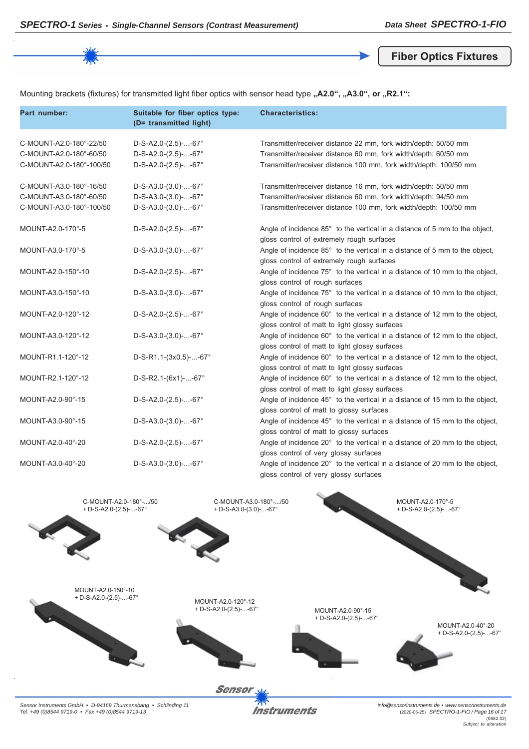## Fiber Optics Fixtures

Mounting brackets (fixtures) for transmitted light fiber optics with sensor head type **„A2.0“, „A3.0“, or „R2.1“:**

| Part number: | Suitable for fiber optics type: (D= transmitted light) | Characteristics: |
|---|---|---|
| C-MOUNT-A2.0-180°-22/50 | D-S-A2.0-(2.5)-...-67° | Transmitter/receiver distance 22 mm, fork width/depth: 50/50 mm |
| C-MOUNT-A2.0-180°-60/50 | D-S-A2.0-(2.5)-...-67° | Transmitter/receiver distance 60 mm, fork width/depth: 60/50 mm |
| C-MOUNT-A2.0-180°-100/50 | D-S-A2.0-(2.5)-...-67° | Transmitter/receiver distance 100 mm, fork width/depth: 100/50 mm |
| C-MOUNT-A3.0-180°-16/50 | D-S-A3.0-(3.0)-...-67° | Transmitter/receiver distance 16 mm, fork width/depth: 50/50 mm |
| C-MOUNT-A3.0-180°-60/50 | D-S-A3.0-(3.0)-...-67° | Transmitter/receiver distance 60 mm, fork width/depth: 94/50 mm |
| C-MOUNT-A3.0-180°-100/50 | D-S-A3.0-(3.0)-...-67° | Transmitter/receiver distance 100 mm, fork width/depth: 100/50 mm |
| MOUNT-A2.0-170°-5 | D-S-A2.0-(2.5)-...-67° | Angle of incidence 85° to the vertical in a distance of 5 mm to the object, gloss control of extremely rough surfaces |
| MOUNT-A3.0-170°-5 | D-S-A3.0-(3.0)-...-67° | Angle of incidence 85° to the vertical in a distance of 5 mm to the object, gloss control of extremely rough surfaces |
| MOUNT-A2.0-150°-10 | D-S-A2.0-(2.5)-...-67° | Angle of incidence 75° to the vertical in a distance of 10 mm to the object, gloss control of rough surfaces |
| MOUNT-A3.0-150°-10 | D-S-A3.0-(3.0)-...-67° | Angle of incidence 75° to the vertical in a distance of 10 mm to the object, gloss control of rough surfaces |
| MOUNT-A2.0-120°-12 | D-S-A2.0-(2.5)-...-67° | Angle of incidence 60° to the vertical in a distance of 12 mm to the object, gloss control of matt to light glossy surfaces |
| MOUNT-A3.0-120°-12 | D-S-A3.0-(3.0)-...-67° | Angle of incidence 60° to the vertical in a distance of 12 mm to the object, gloss control of matt to light glossy surfaces |
| MOUNT-R1.1-120°-12 | D-S-R1.1-(3x0.5)-...-67° | Angle of incidence 60° to the vertical in a distance of 12 mm to the object, gloss control of matt to light glossy surfaces |
| MOUNT-R2.1-120°-12 | D-S-R2.1-(6x1)-...-67° | Angle of incidence 60° to the vertical in a distance of 12 mm to the object, gloss control of matt to light glossy surfaces |
| MOUNT-A2.0-90°-15 | D-S-A2.0-(2.5)-...-67° | Angle of incidence 45° to the vertical in a distance of 15 mm to the object, gloss control of matt to glossy surfaces |
| MOUNT-A3.0-90°-15 | D-S-A3.0-(3.0)-...-67° | Angle of incidence 45° to the vertical in a distance of 15 mm to the object, gloss control of matt to glossy surfaces |
| MOUNT-A2.0-40°-20 | D-S-A2.0-(2.5)-...-67° | Angle of incidence 20° to the vertical in a distance of 20 mm to the object, gloss control of very glossy surfaces |
| MOUNT-A3.0-40°-20 | D-S-A3.0-(3.0)-...-67° | Angle of incidence 20° to the vertical in a distance of 20 mm to the object, gloss control of very glossy surfaces |

C-MOUNT-A2.0-180°-.../50
+ D-S-A2.0-(2.5)-...-67°

C-MOUNT-A3.0-180°-.../50
+ D-S-A3.0-(3.0)-...-67°

MOUNT-A2.0-170°-5
+ D-S-A2.0-(2.5)-...-67°

MOUNT-A2.0-150°-10
+ D-S-A2.0-(2.5)-...-67°

MOUNT-A2.0-120°-12
+ D-S-A2.0-(2.5)-...-67°

MOUNT-A2.0-90°-15
+ D-S-A2.0-(2.5)-...-67°

MOUNT-A2.0-40°-20
+ D-S-A2.0-(2.5)-...-67°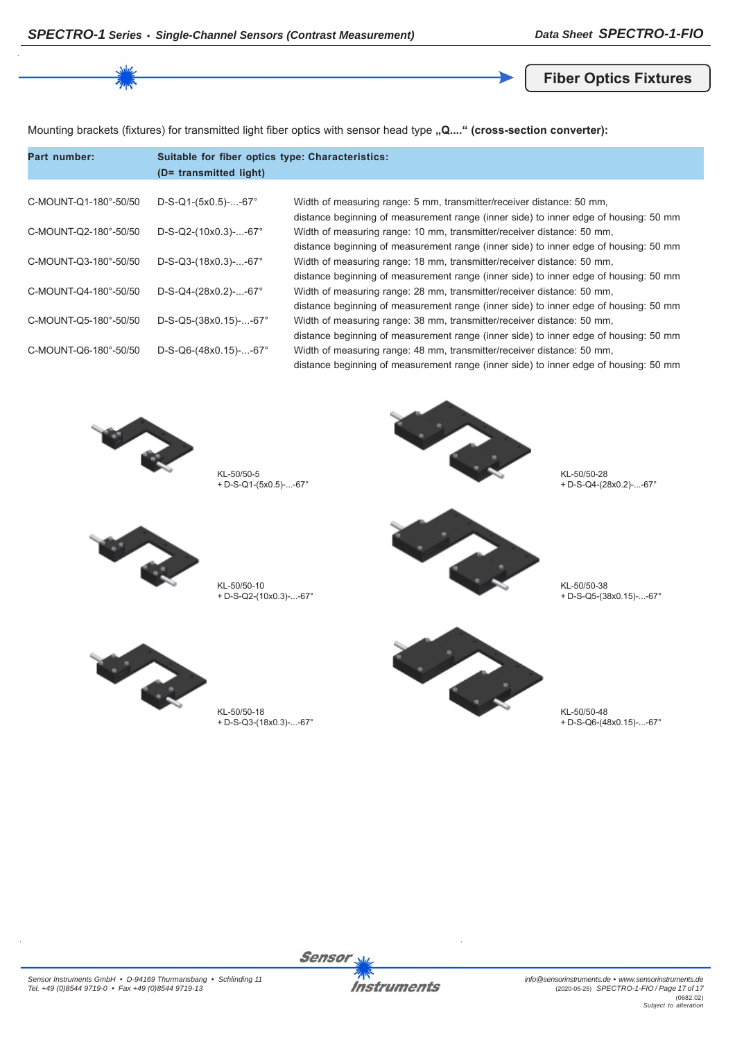## Fiber Optics Fixtures

Mounting brackets (fixtures) for transmitted light fiber optics with sensor head type **„Q....“ (cross-section converter):**

| Part number: | Suitable for fiber optics type: (D= transmitted light) | Characteristics: |
|---|---|---|
| C-MOUNT-Q1-180°-50/50 | D-S-Q1-(5x0.5)-...-67° | Width of measuring range: 5 mm, transmitter/receiver distance: 50 mm, distance beginning of measurement range (inner side) to inner edge of housing: 50 mm |
| C-MOUNT-Q2-180°-50/50 | D-S-Q2-(10x0.3)-...-67° | Width of measuring range: 10 mm, transmitter/receiver distance: 50 mm, distance beginning of measurement range (inner side) to inner edge of housing: 50 mm |
| C-MOUNT-Q3-180°-50/50 | D-S-Q3-(18x0.3)-...-67° | Width of measuring range: 18 mm, transmitter/receiver distance: 50 mm, distance beginning of measurement range (inner side) to inner edge of housing: 50 mm |
| C-MOUNT-Q4-180°-50/50 | D-S-Q4-(28x0.2)-...-67° | Width of measuring range: 28 mm, transmitter/receiver distance: 50 mm, distance beginning of measurement range (inner side) to inner edge of housing: 50 mm |
| C-MOUNT-Q5-180°-50/50 | D-S-Q5-(38x0.15)-...-67° | Width of measuring range: 38 mm, transmitter/receiver distance: 50 mm, distance beginning of measurement range (inner side) to inner edge of housing: 50 mm |
| C-MOUNT-Q6-180°-50/50 | D-S-Q6-(48x0.15)-...-67° | Width of measuring range: 48 mm, transmitter/receiver distance: 50 mm, distance beginning of measurement range (inner side) to inner edge of housing: 50 mm |

KL-50/50-5
+ D-S-Q1-(5x0.5)-...-67°

KL-50/50-10
+ D-S-Q2-(10x0.3)-...-67°

KL-50/50-18
+ D-S-Q3-(18x0.3)-...-67°

KL-50/50-28
+ D-S-Q4-(28x0.2)-...-67°

KL-50/50-38
+ D-S-Q5-(38x0.15)-...-67°

KL-50/50-48
+ D-S-Q6-(48x0.15)-...-67°